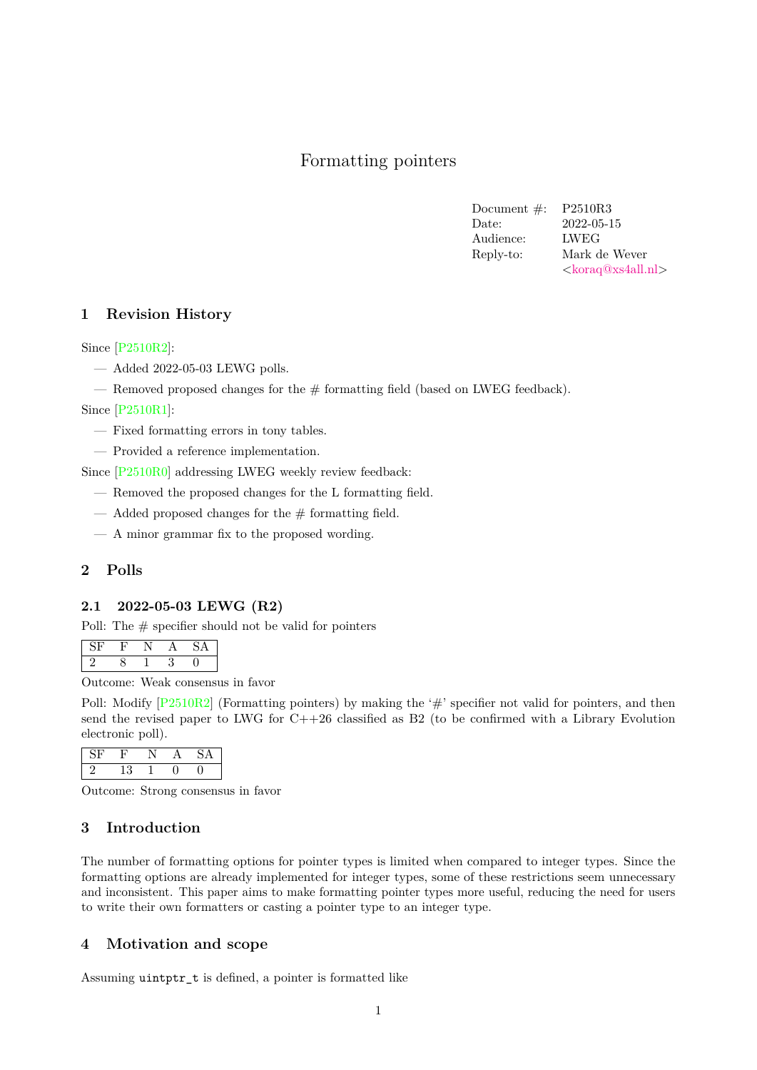# Formatting pointers

| | |
|---|---|
| Document #: | P2510R3 |
| Date: | 2022-05-15 |
| Audience: | LWEG |
| Reply-to: | Mark de Wever <koraq@xs4all.nl> |

## 1 Revision History

Since [P2510R2]:

- Added 2022-05-03 LEWG polls.
- Removed proposed changes for the # formatting field (based on LWEG feedback).

Since [P2510R1]:

- Fixed formatting errors in tony tables.
- Provided a reference implementation.

Since [P2510R0] addressing LWEG weekly review feedback:

- Removed the proposed changes for the L formatting field.
- Added proposed changes for the # formatting field.
- A minor grammar fix to the proposed wording.

## 2 Polls

### 2.1 2022-05-03 LEWG (R2)

Poll: The # specifier should not be valid for pointers

| SF | F | N | A | SA |
|---|---|---|---|---|
| 2 | 8 | 1 | 3 | 0 |

Outcome: Weak consensus in favor

Poll: Modify [P2510R2] (Formatting pointers) by making the '#' specifier not valid for pointers, and then send the revised paper to LWG for C++26 classified as B2 (to be confirmed with a Library Evolution electronic poll).

| SF | F | N | A | SA |
|---|---|---|---|---|
| 2 | 13 | 1 | 0 | 0 |

Outcome: Strong consensus in favor

## 3 Introduction

The number of formatting options for pointer types is limited when compared to integer types. Since the formatting options are already implemented for integer types, some of these restrictions seem unnecessary and inconsistent. This paper aims to make formatting pointer types more useful, reducing the need for users to write their own formatters or casting a pointer type to an integer type.

## 4 Motivation and scope

Assuming `uintptr_t` is defined, a pointer is formatted like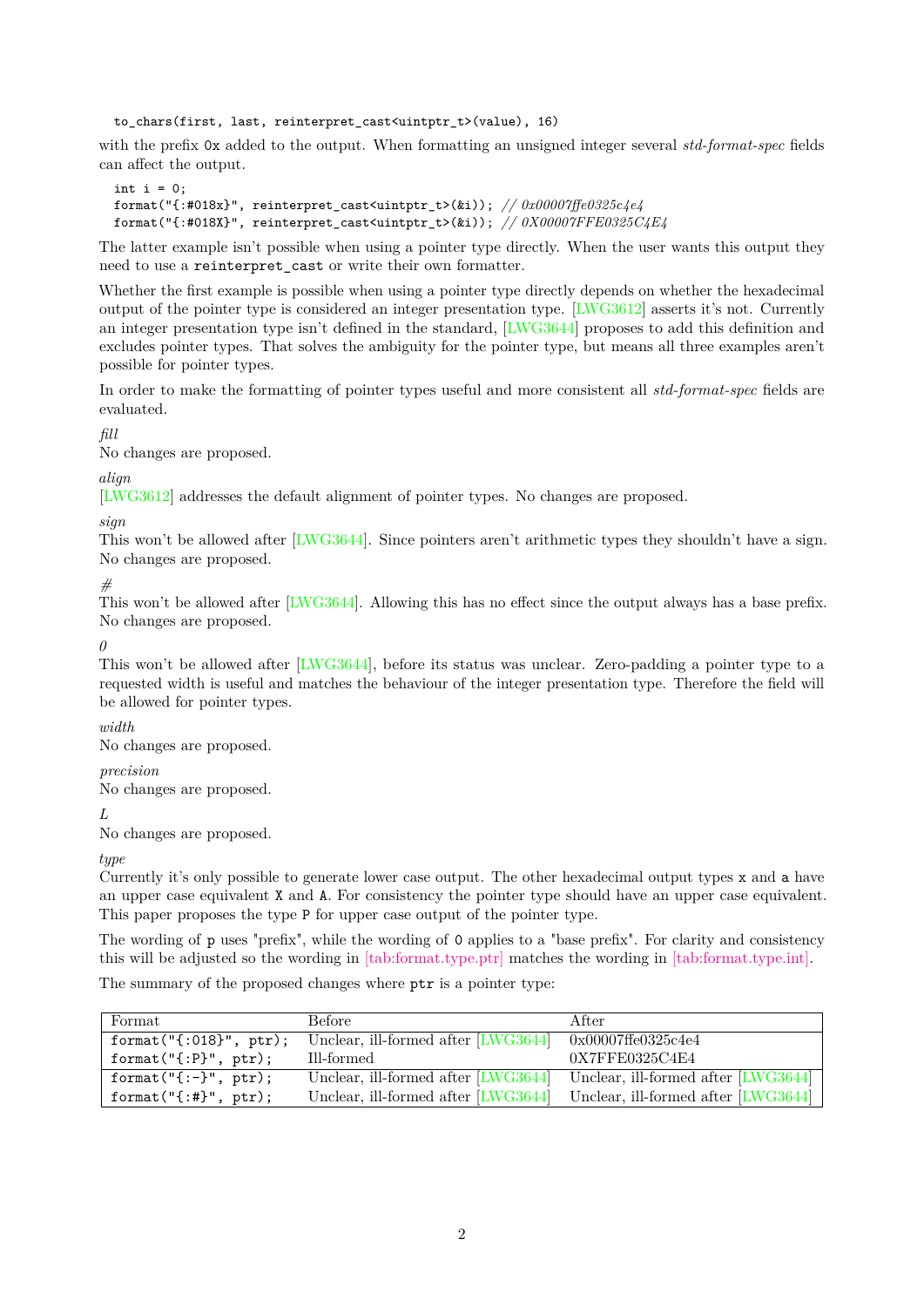```
to_chars(first, last, reinterpret_cast<uintptr_t>(value), 16)
```

with the prefix `0x` added to the output. When formatting an unsigned integer several *std-format-spec* fields can affect the output.

```
int i = 0;
format("{:#018x}", reinterpret_cast<uintptr_t>(&i)); // 0x00007ffe0325c4e4
format("{:#018X}", reinterpret_cast<uintptr_t>(&i)); // 0X00007FFE0325C4E4
```

The latter example isn't possible when using a pointer type directly. When the user wants this output they need to use a `reinterpret_cast` or write their own formatter.

Whether the first example is possible when using a pointer type directly depends on whether the hexadecimal output of the pointer type is considered an integer presentation type. [LWG3612] asserts it's not. Currently an integer presentation type isn't defined in the standard, [LWG3644] proposes to add this definition and excludes pointer types. That solves the ambiguity for the pointer type, but means all three examples aren't possible for pointer types.

In order to make the formatting of pointer types useful and more consistent all *std-format-spec* fields are evaluated.

*fill*
No changes are proposed.

*align*
[LWG3612] addresses the default alignment of pointer types. No changes are proposed.

*sign*
This won't be allowed after [LWG3644]. Since pointers aren't arithmetic types they shouldn't have a sign. No changes are proposed.

*#*
This won't be allowed after [LWG3644]. Allowing this has no effect since the output always has a base prefix. No changes are proposed.

*0*
This won't be allowed after [LWG3644], before its status was unclear. Zero-padding a pointer type to a requested width is useful and matches the behaviour of the integer presentation type. Therefore the field will be allowed for pointer types.

*width*
No changes are proposed.

*precision*
No changes are proposed.

*L*
No changes are proposed.

*type*
Currently it's only possible to generate lower case output. The other hexadecimal output types `x` and `a` have an upper case equivalent `X` and `A`. For consistency the pointer type should have an upper case equivalent. This paper proposes the type `P` for upper case output of the pointer type.

The wording of `p` uses "prefix", while the wording of `0` applies to a "base prefix". For clarity and consistency this will be adjusted so the wording in [tab:format.type.ptr] matches the wording in [tab:format.type.int].

The summary of the proposed changes where `ptr` is a pointer type:

| Format | Before | After |
|---|---|---|
| `format("{:018}", ptr);` | Unclear, ill-formed after [LWG3644] | 0x00007ffe0325c4e4 |
| `format("{:P}", ptr);` | Ill-formed | 0X7FFE0325C4E4 |
| `format("{:-}", ptr);` | Unclear, ill-formed after [LWG3644] | Unclear, ill-formed after [LWG3644] |
| `format("{:#}", ptr);` | Unclear, ill-formed after [LWG3644] | Unclear, ill-formed after [LWG3644] |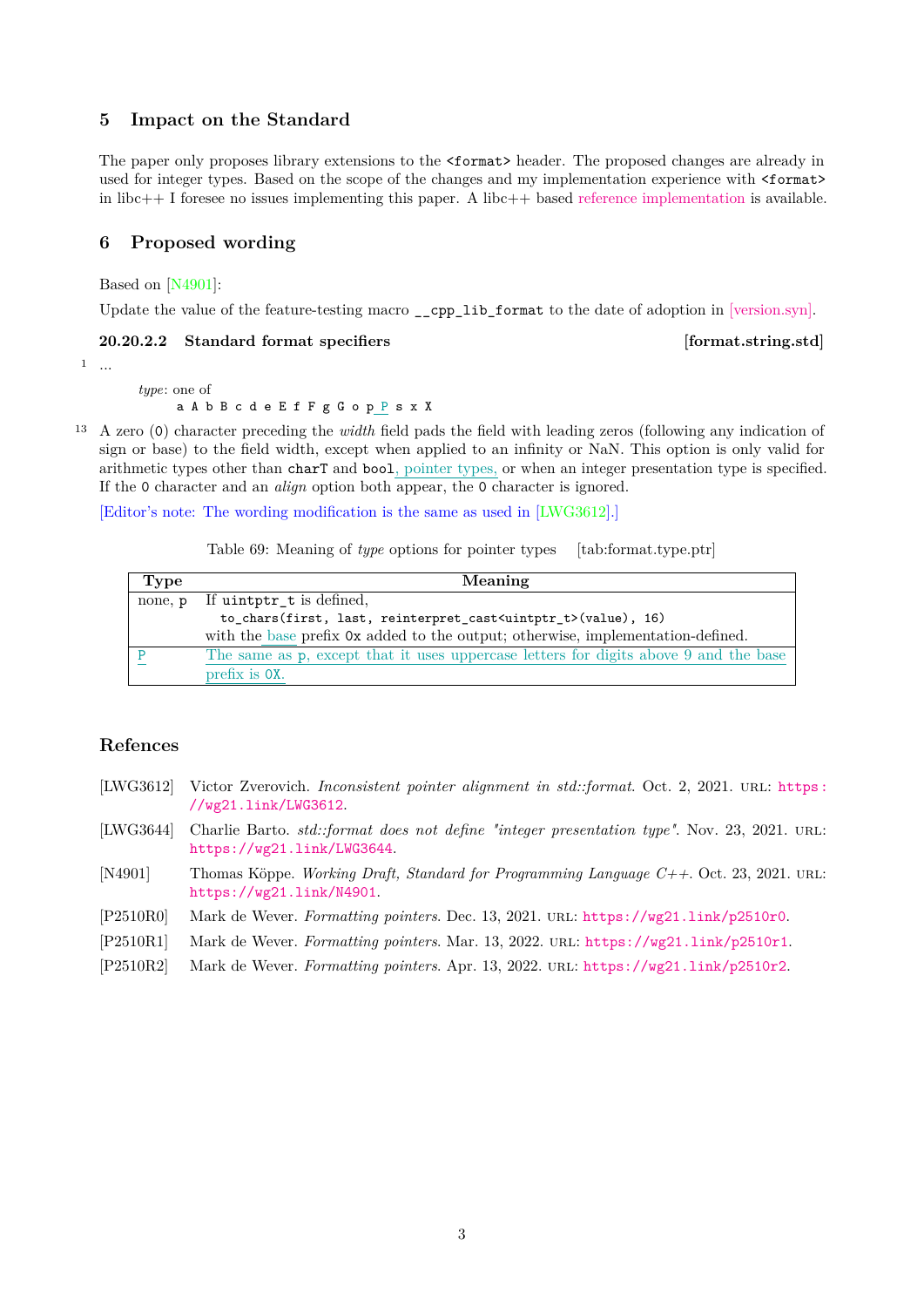## 5 Impact on the Standard

The paper only proposes library extensions to the `<format>` header. The proposed changes are already in used for integer types. Based on the scope of the changes and my implementation experience with `<format>` in libc++ I foresee no issues implementing this paper. A libc++ based reference implementation is available.

## 6 Proposed wording

Based on [N4901]:

Update the value of the feature-testing macro `__cpp_lib_format` to the date of adoption in [version.syn].

### 20.20.2.2 Standard format specifiers [format.string.std]

1 ...

*type*: one of
`a A b B c d e E f F g G o p P s x X`

13 A zero (`0`) character preceding the *width* field pads the field with leading zeros (following any indication of sign or base) to the field width, except when applied to an infinity or NaN. This option is only valid for arithmetic types other than `charT` and `bool`, pointer types, or when an integer presentation type is specified. If the `0` character and an *align* option both appear, the `0` character is ignored.

[Editor's note: The wording modification is the same as used in [LWG3612].]

Table 69: Meaning of *type* options for pointer types [tab:format.type.ptr]

| Type | Meaning |
|---|---|
| none, `p` | If `uintptr_t` is defined, `to_chars(first, last, reinterpret_cast<uintptr_t>(value), 16)` with the base prefix `0x` added to the output; otherwise, implementation-defined. |
| `P` | The same as `p`, except that it uses uppercase letters for digits above 9 and the base prefix is `0X`. |

## Refences

[LWG3612] Victor Zverovich. *Inconsistent pointer alignment in std::format*. Oct. 2, 2021. URL: https://wg21.link/LWG3612.

[LWG3644] Charlie Barto. *std::format does not define "integer presentation type"*. Nov. 23, 2021. URL: https://wg21.link/LWG3644.

[N4901] Thomas Köppe. *Working Draft, Standard for Programming Language C++*. Oct. 23, 2021. URL: https://wg21.link/N4901.

[P2510R0] Mark de Wever. *Formatting pointers*. Dec. 13, 2021. URL: https://wg21.link/p2510r0.

[P2510R1] Mark de Wever. *Formatting pointers*. Mar. 13, 2022. URL: https://wg21.link/p2510r1.

[P2510R2] Mark de Wever. *Formatting pointers*. Apr. 13, 2022. URL: https://wg21.link/p2510r2.